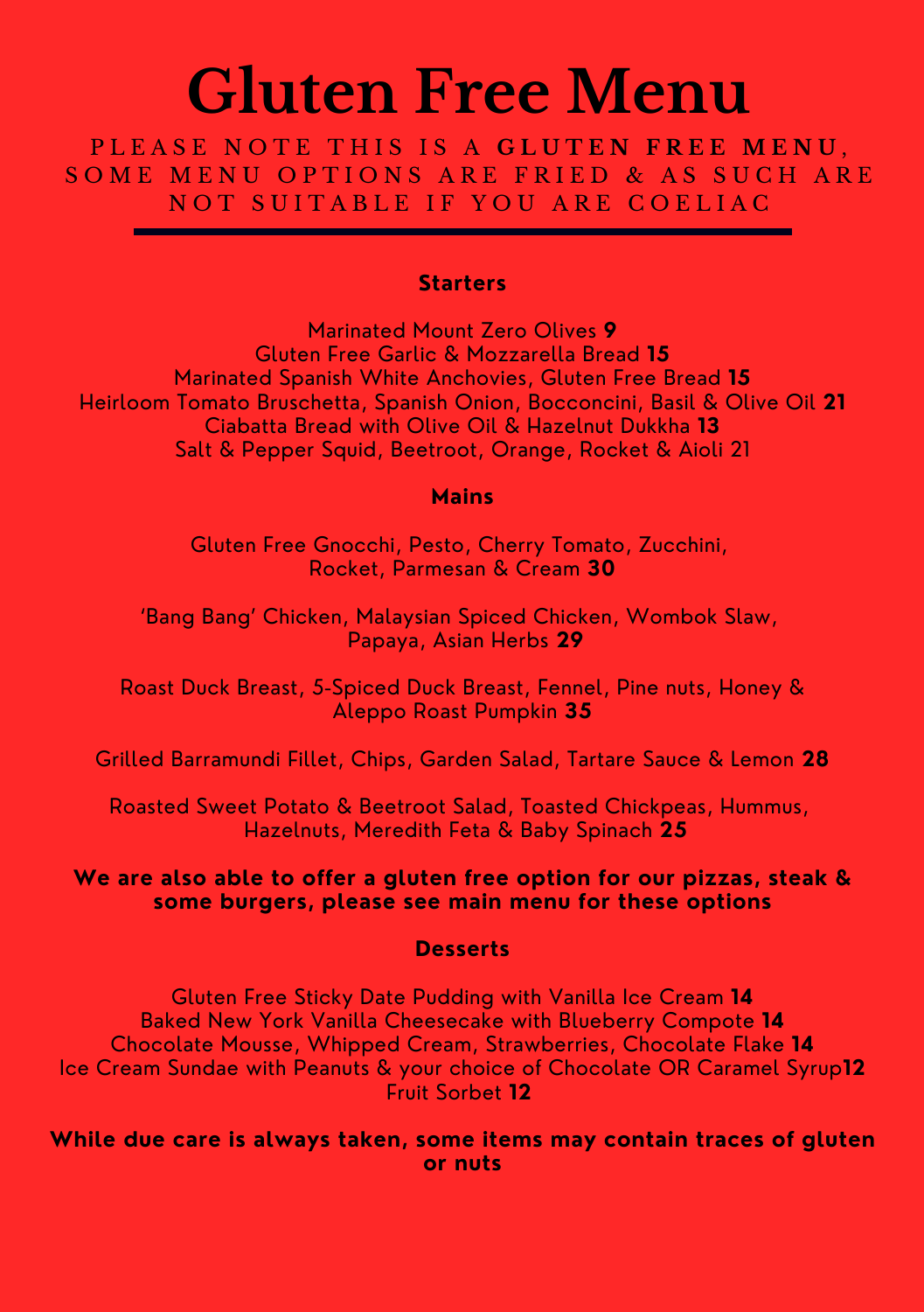# Gluten Free Menu

PLEASE NOTE THIS IS A **GLUTEN FREE MENU**, SOME MENU OPTIONS ARE FRIED & AS SUCH ARE NOT SUITABLE IF YOU ARE COELIAC

---

**Starters**

Marinated Mount Zero Olives **9**
Gluten Free Garlic & Mozzarella Bread **15**
Marinated Spanish White Anchovies, Gluten Free Bread **15**
Heirloom Tomato Bruschetta, Spanish Onion, Bocconcini, Basil & Olive Oil **21**
Ciabatta Bread with Olive Oil & Hazelnut Dukkha **13**
Salt & Pepper Squid, Beetroot, Orange, Rocket & Aioli 21

**Mains**

Gluten Free Gnocchi, Pesto, Cherry Tomato, Zucchini, Rocket, Parmesan & Cream **30**

'Bang Bang' Chicken, Malaysian Spiced Chicken, Wombok Slaw, Papaya, Asian Herbs **29**

Roast Duck Breast, 5-Spiced Duck Breast, Fennel, Pine nuts, Honey & Aleppo Roast Pumpkin **35**

Grilled Barramundi Fillet, Chips, Garden Salad, Tartare Sauce & Lemon **28**

Roasted Sweet Potato & Beetroot Salad, Toasted Chickpeas, Hummus, Hazelnuts, Meredith Feta & Baby Spinach **25**

**We are also able to offer a gluten free option for our pizzas, steak & some burgers, please see main menu for these options**

**Desserts**

Gluten Free Sticky Date Pudding with Vanilla Ice Cream **14**
Baked New York Vanilla Cheesecake with Blueberry Compote **14**
Chocolate Mousse, Whipped Cream, Strawberries, Chocolate Flake **14**
Ice Cream Sundae with Peanuts & your choice of Chocolate OR Caramel Syrup**12**
Fruit Sorbet **12**

**While due care is always taken, some items may contain traces of gluten or nuts**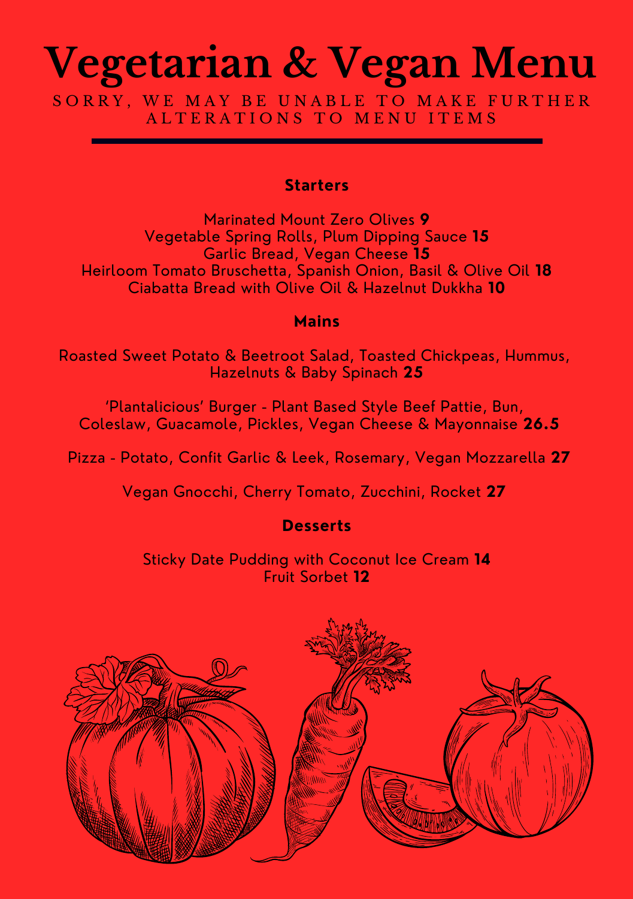# Vegetarian & Vegan Menu

SORRY, WE MAY BE UNABLE TO MAKE FURTHER ALTERATIONS TO MENU ITEMS

---

### Starters

Marinated Mount Zero Olives **9**
Vegetable Spring Rolls, Plum Dipping Sauce **15**
Garlic Bread, Vegan Cheese **15**
Heirloom Tomato Bruschetta, Spanish Onion, Basil & Olive Oil **18**
Ciabatta Bread with Olive Oil & Hazelnut Dukkha **10**

### Mains

Roasted Sweet Potato & Beetroot Salad, Toasted Chickpeas, Hummus, Hazelnuts & Baby Spinach **25**

'Plantalicious' Burger - Plant Based Style Beef Pattie, Bun, Coleslaw, Guacamole, Pickles, Vegan Cheese & Mayonnaise **26.5**

Pizza - Potato, Confit Garlic & Leek, Rosemary, Vegan Mozzarella **27**

Vegan Gnocchi, Cherry Tomato, Zucchini, Rocket **27**

### Desserts

Sticky Date Pudding with Coconut Ice Cream **14**
Fruit Sorbet **12**